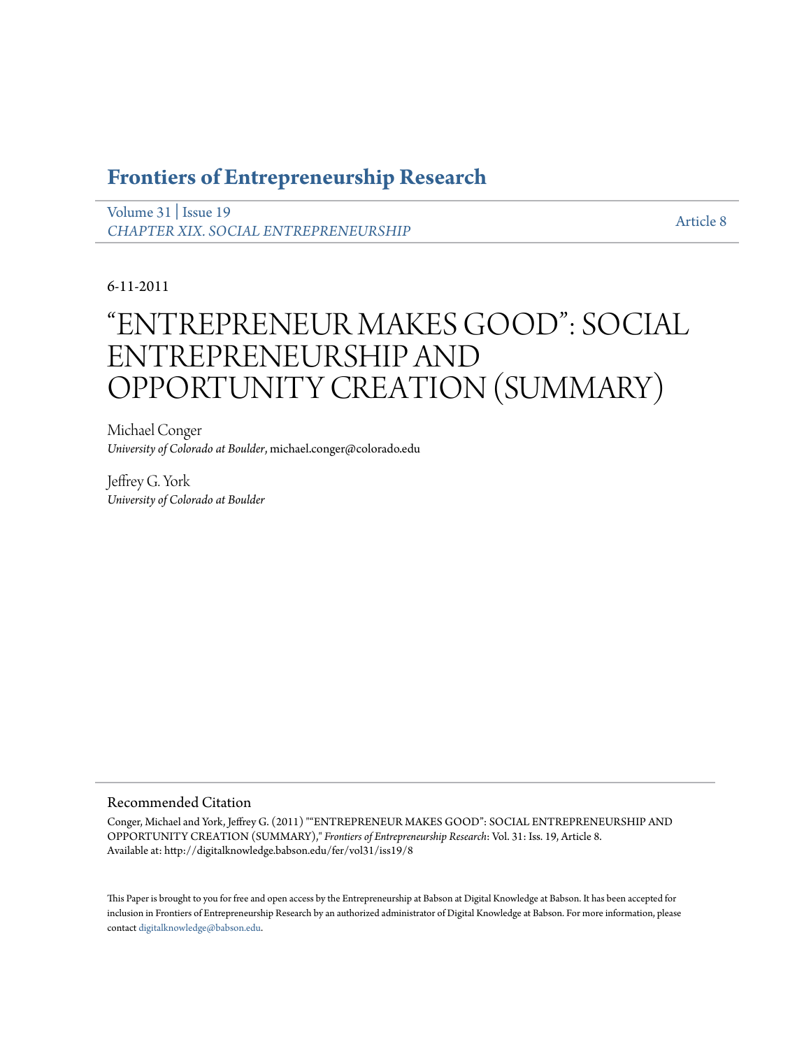# Frontiers of Entrepreneurship Research

Volume 31 | Issue 19
*CHAPTER XIX. SOCIAL ENTREPRENEURSHIP*

Article 8

6-11-2011

# "ENTREPRENEUR MAKES GOOD": SOCIAL ENTREPRENEURSHIP AND OPPORTUNITY CREATION (SUMMARY)

Michael Conger
*University of Colorado at Boulder*, michael.conger@colorado.edu

Jeffrey G. York
*University of Colorado at Boulder*

## Recommended Citation

Conger, Michael and York, Jeffrey G. (2011) ""ENTREPRENEUR MAKES GOOD": SOCIAL ENTREPRENEURSHIP AND OPPORTUNITY CREATION (SUMMARY)," *Frontiers of Entrepreneurship Research*: Vol. 31: Iss. 19, Article 8.
Available at: http://digitalknowledge.babson.edu/fer/vol31/iss19/8

This Paper is brought to you for free and open access by the Entrepreneurship at Babson at Digital Knowledge at Babson. It has been accepted for inclusion in Frontiers of Entrepreneurship Research by an authorized administrator of Digital Knowledge at Babson. For more information, please contact digitalknowledge@babson.edu.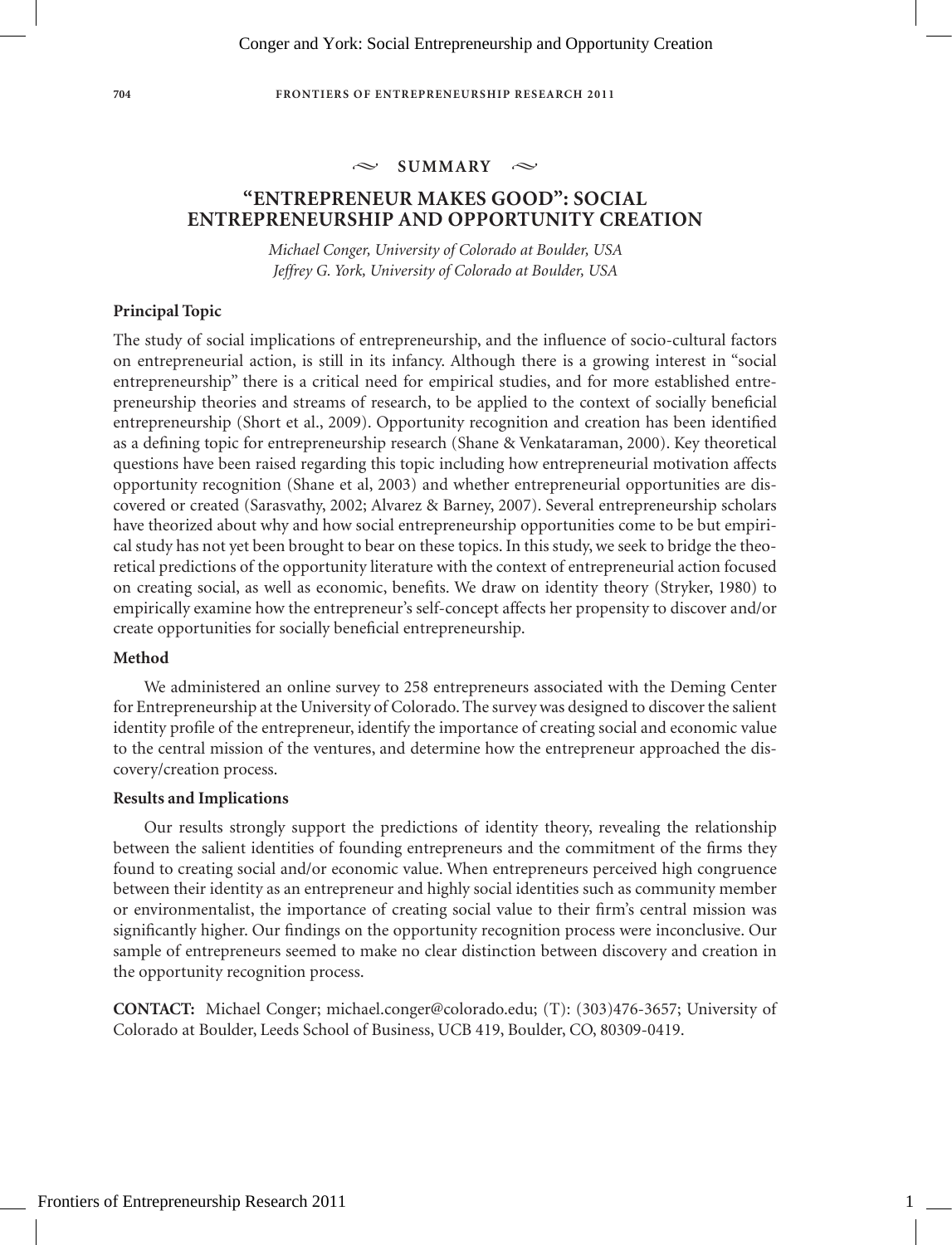SUMMARY

# "ENTREPRENEUR MAKES GOOD": SOCIAL ENTREPRENEURSHIP AND OPPORTUNITY CREATION

*Michael Conger, University of Colorado at Boulder, USA*
*Jeffrey G. York, University of Colorado at Boulder, USA*

## Principal Topic

The study of social implications of entrepreneurship, and the influence of socio-cultural factors on entrepreneurial action, is still in its infancy. Although there is a growing interest in "social entrepreneurship" there is a critical need for empirical studies, and for more established entrepreneurship theories and streams of research, to be applied to the context of socially beneficial entrepreneurship (Short et al., 2009). Opportunity recognition and creation has been identified as a defining topic for entrepreneurship research (Shane & Venkataraman, 2000). Key theoretical questions have been raised regarding this topic including how entrepreneurial motivation affects opportunity recognition (Shane et al, 2003) and whether entrepreneurial opportunities are discovered or created (Sarasvathy, 2002; Alvarez & Barney, 2007). Several entrepreneurship scholars have theorized about why and how social entrepreneurship opportunities come to be but empirical study has not yet been brought to bear on these topics. In this study, we seek to bridge the theoretical predictions of the opportunity literature with the context of entrepreneurial action focused on creating social, as well as economic, benefits. We draw on identity theory (Stryker, 1980) to empirically examine how the entrepreneur's self-concept affects her propensity to discover and/or create opportunities for socially beneficial entrepreneurship.

## Method

We administered an online survey to 258 entrepreneurs associated with the Deming Center for Entrepreneurship at the University of Colorado. The survey was designed to discover the salient identity profile of the entrepreneur, identify the importance of creating social and economic value to the central mission of the ventures, and determine how the entrepreneur approached the discovery/creation process.

## Results and Implications

Our results strongly support the predictions of identity theory, revealing the relationship between the salient identities of founding entrepreneurs and the commitment of the firms they found to creating social and/or economic value. When entrepreneurs perceived high congruence between their identity as an entrepreneur and highly social identities such as community member or environmentalist, the importance of creating social value to their firm's central mission was significantly higher. Our findings on the opportunity recognition process were inconclusive. Our sample of entrepreneurs seemed to make no clear distinction between discovery and creation in the opportunity recognition process.

**CONTACT:** Michael Conger; michael.conger@colorado.edu; (T): (303)476-3657; University of Colorado at Boulder, Leeds School of Business, UCB 419, Boulder, CO, 80309-0419.